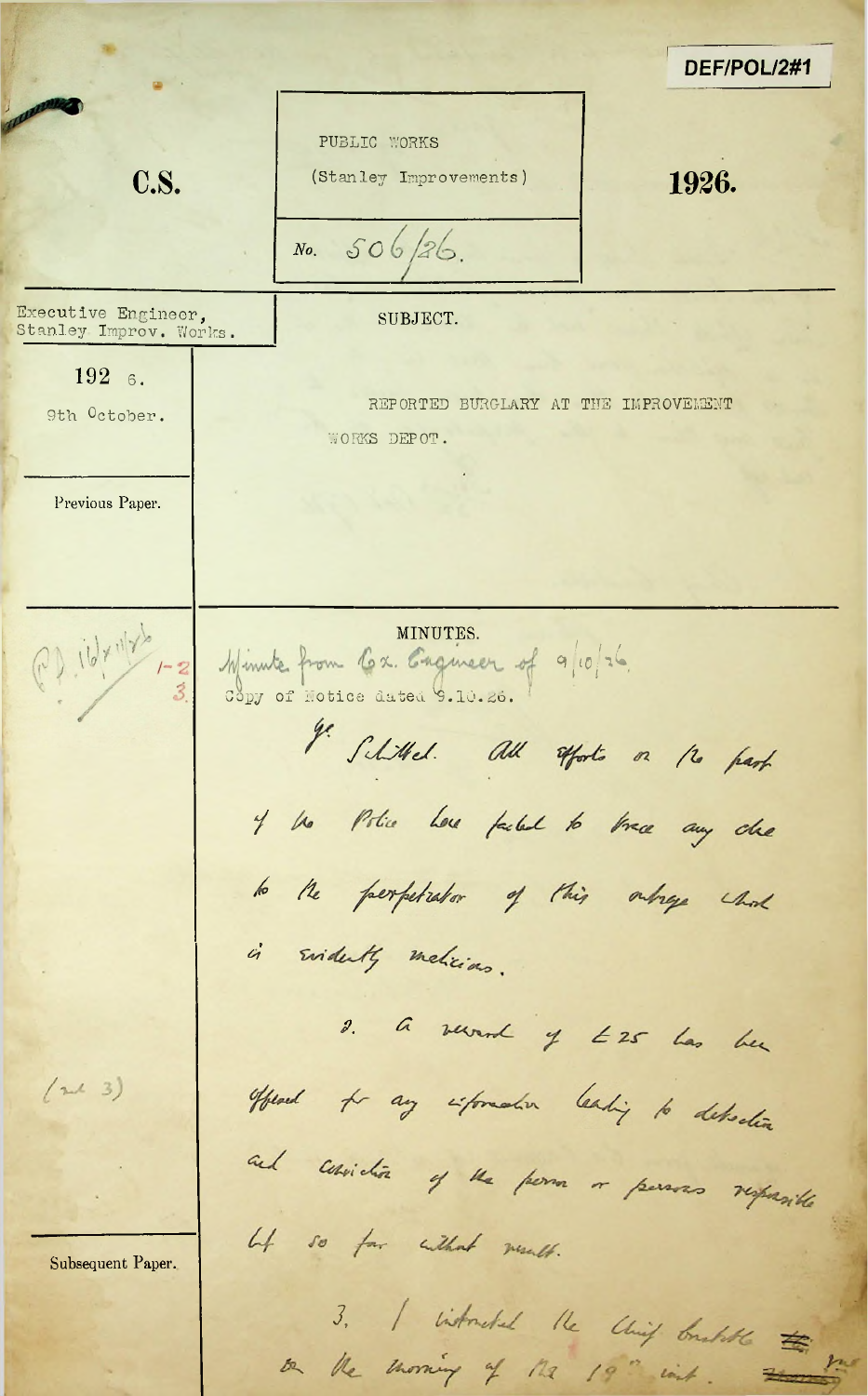DEF/POL/2#1

**C.S.**

PUBLIC WORKS
(Stanley Improvements)

No. 506/26.

**1926.**

Executive Engineer, Stanley Improv. Works.

192 6.
9th October.

SUBJECT.

REPORTED BURGLARY AT THE IMPROVEMENT WORKS DEPOT.

Previous Paper.

MINUTES.

(P) 16/x 11/x6 1-2 3.

Minute from Ex. Engineer of 9/10/26.
Copy of Notice dated 9.10.26.

Y. Schittel. All efforts on the part of the Police have failed to trace any clue to the perpetrator of this outrage which is evidently malicious.

2. A reward of £25 has been offered for any information leading to detection and conviction of the person or persons responsible but so far without result.

(2 3)

3. I instructed the Chief Constable on the morning of the 19th inst.

Subsequent Paper.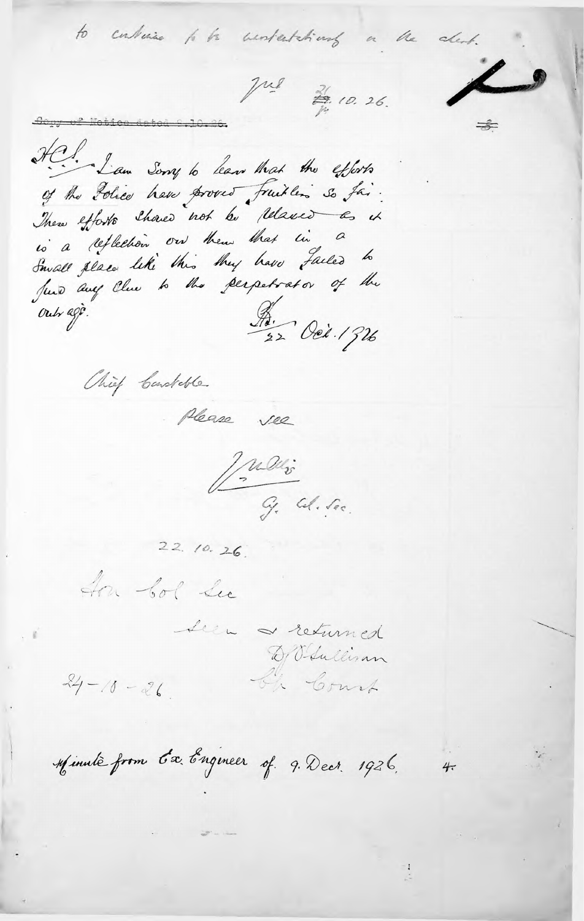to continue to be unsatisfactory on the desk.

Jud 26.10.26.

~~Copy of Notice dated 9.10.26.~~

3.

H.C.S. I am sorry to learn that the efforts of the Police have proved fruitless so far. These efforts should not be relaxed as it is a reflection on them that in a small place like this they have failed to find any clue to the perpetrator of the outrage.

Ad. 22 Oct. 1926

Chief Constable

Please see

Mullis
Gy. Col. Sec.

22. 10. 26.

Hon Col Sec

Seen & returned
D. J. O'Sullivan
Ch. Const.

24-10-26.

Minute from Ex. Engineer of 9. Decr. 1926. 4.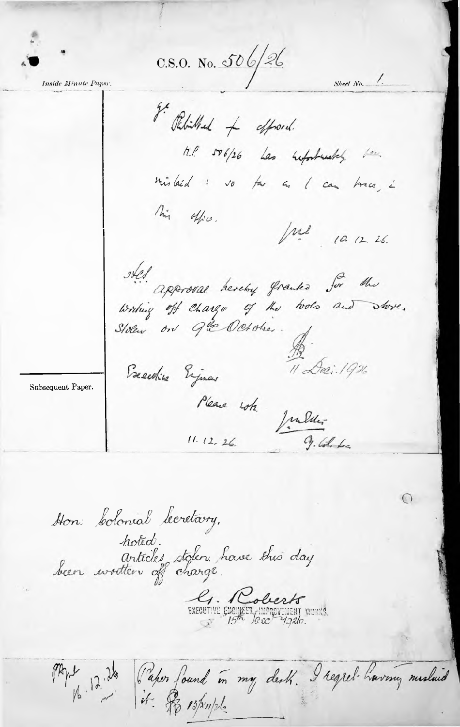C.S.O. No. 506/26

*Inside Minute Paper.*

Sheet No. 1.

J.C. Rebutted & approved.

M.P. 506/26 has unfortunately been mislaid: so far as I can trace, in this office.

JMcl 10.12.26.

Hcs.

approval hereby granted for the writing off charge of the tools and stores stolen on 9th October.

11 Dec. 1926

Executive Engineer

Please note.

11.12.26.

J. Col. Sec.

Subsequent Paper.

Hon. Colonial Secretary,

Noted.

Articles stolen have this day been written off charge.

G. Roberts
EXECUTIVE ENGINEER, IMPROVEMENT WORKS.
15th Dec 1926.

Mpt 16.12.26

Paper found in my desk. I regret having mislaid it. 13/XII/26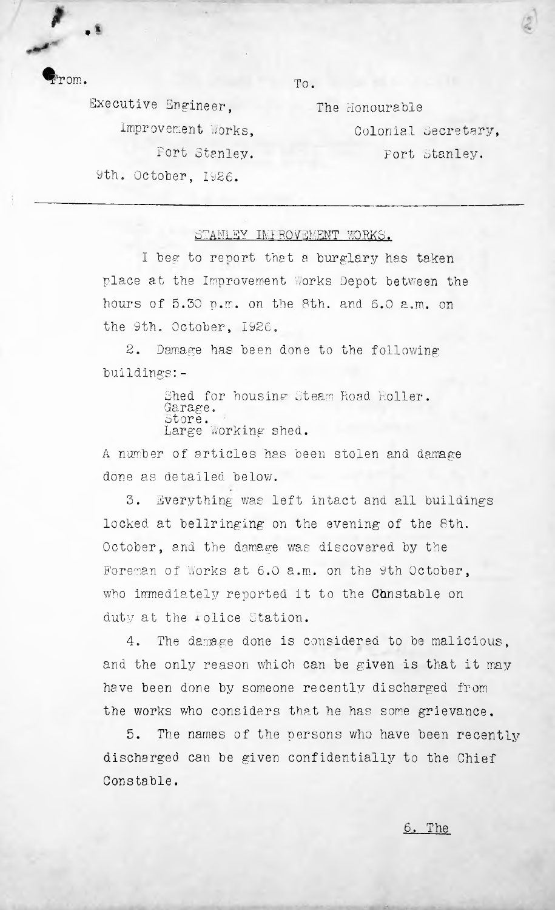From.

Executive Engineer,
Improvement Works,
Port Stanley.
9th. October, 1926.

To.

The Honourable
Colonial Secretary,
Port Stanley.

---

STANLEY IMPROVEMENT WORKS.

I beg to report that a burglary has taken place at the Improvement Works Depot between the hours of 5.30 p.m. on the 8th. and 6.0 a.m. on the 9th. October, 1926.

2. Damage has been done to the following buildings:-

Shed for housing Steam Road Roller.
Garage.
Store.
Large Working shed.

A number of articles has been stolen and damage done as detailed below.

3. Everything was left intact and all buildings locked at bellringing on the evening of the 8th. October, and the damage was discovered by the Foreman of Works at 6.0 a.m. on the 9th October, who immediately reported it to the Constable on duty at the Police Station.

4. The damage done is considered to be malicious, and the only reason which can be given is that it may have been done by someone recently discharged from the works who considers that he has some grievance.

5. The names of the persons who have been recently discharged can be given confidentially to the Chief Constable.

6. The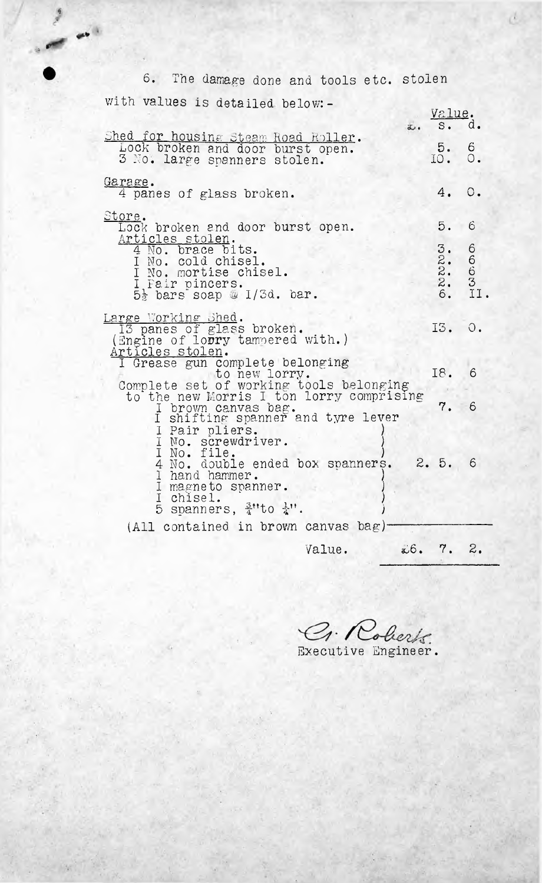6. The damage done and tools etc. stolen with values is detailed below:-

| | Value. £. | s. | d. |
|---|---|---|---|
| Shed for housing Steam Road Roller. | | | |
| Lock broken and door burst open. | | 5. | 6 |
| 3 No. large spanners stolen. | | 10. | 0. |
| Garage. | | | |
| 4 panes of glass broken. | | 4. | 0. |
| Store. | | | |
| Lock broken and door burst open. | | 5. | 6 |
| Articles stolen. | | | |
| 4 No. brace bits. | | 3. | 6 |
| 1 No. cold chisel. | | 2. | 6 |
| 1 No. mortise chisel. | | 2. | 6 |
| 1 Pair pincers. | | 2. | 3 |
| 5½ bars soap @ 1/3d. bar. | | 6. | 11. |
| Large Working Shed. | | | |
| 13 panes of glass broken. | | 13. | 0. |
| (Engine of lorry tampered with.) | | | |
| Articles stolen. | | | |
| 1 Grease gun complete belonging to new lorry. | | 18. | 6 |
| Complete set of working tools belonging to the new Morris 1 ton lorry comprising | | | |
| 1 brown canvas bag. | | 7. | 6 |
| 1 shifting spanner and tyre lever, 1 Pair pliers, 1 No. screwdriver, 1 No. file, 4 No. double ended box spanners, 1 hand hammer, 1 magneto spanner, 1 chisel, 5 spanners, ¾" to ¼". | 2. | 5. | 6 |
| (All contained in brown canvas bag) | | | |
| Value. | £6. | 7. | 2. |

G. Roberts.
Executive Engineer.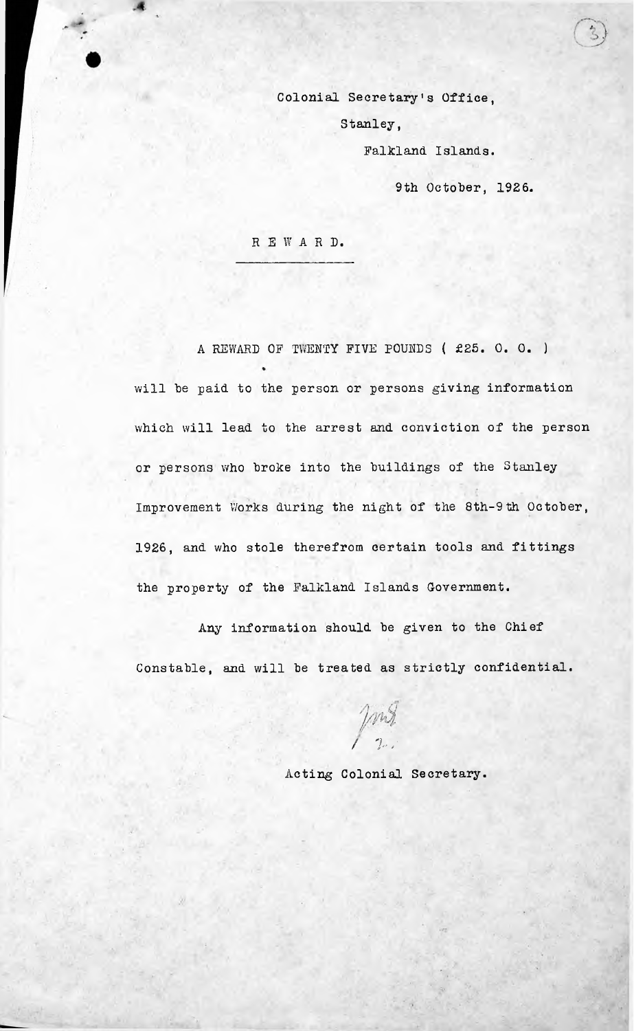Colonial Secretary's Office,

Stanley,

Falkland Islands.

9th October, 1926.

# REWARD.

A REWARD OF TWENTY FIVE POUNDS ( £25. 0. 0. ) will be paid to the person or persons giving information which will lead to the arrest and conviction of the person or persons who broke into the buildings of the Stanley Improvement Works during the night of the 8th-9th October, 1926, and who stole therefrom certain tools and fittings the property of the Falkland Islands Government.

Any information should be given to the Chief Constable, and will be treated as strictly confidential.

Acting Colonial Secretary.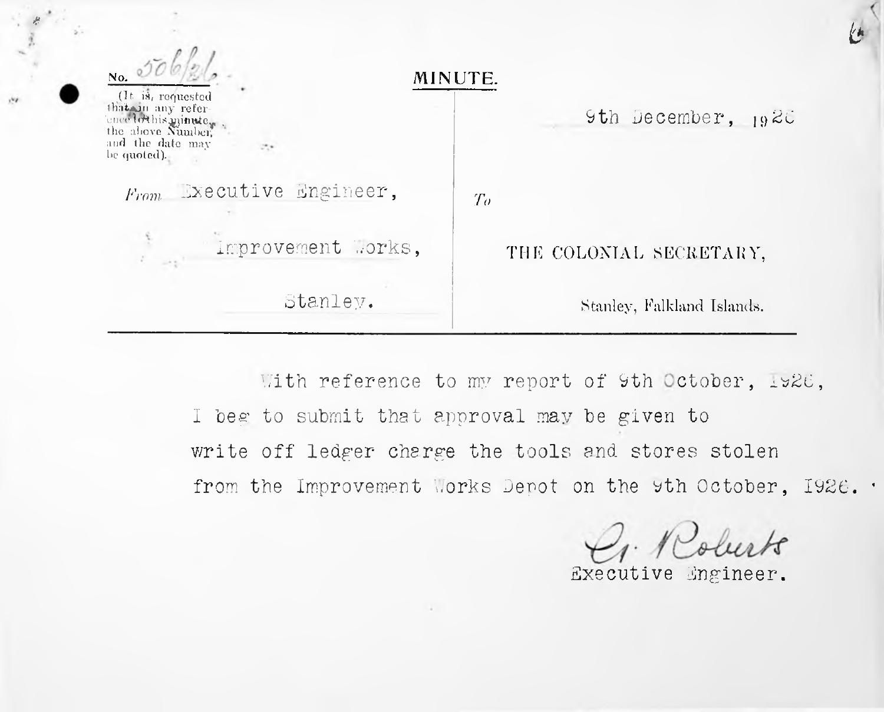No. 506/26.

(It is requested that in any reference to this minute, the above Number, and the date may be quoted).

# MINUTE.

9th December, 1926

*From* Executive Engineer,

Improvement Works,

Stanley.

*To*

THE COLONIAL SECRETARY,

Stanley, Falkland Islands.

---

With reference to my report of 9th October, 1926, I beg to submit that approval may be given to write off ledger charge the tools and stores stolen from the Improvement Works Depot on the 9th October, 1926.

G. Roberts
Executive Engineer.